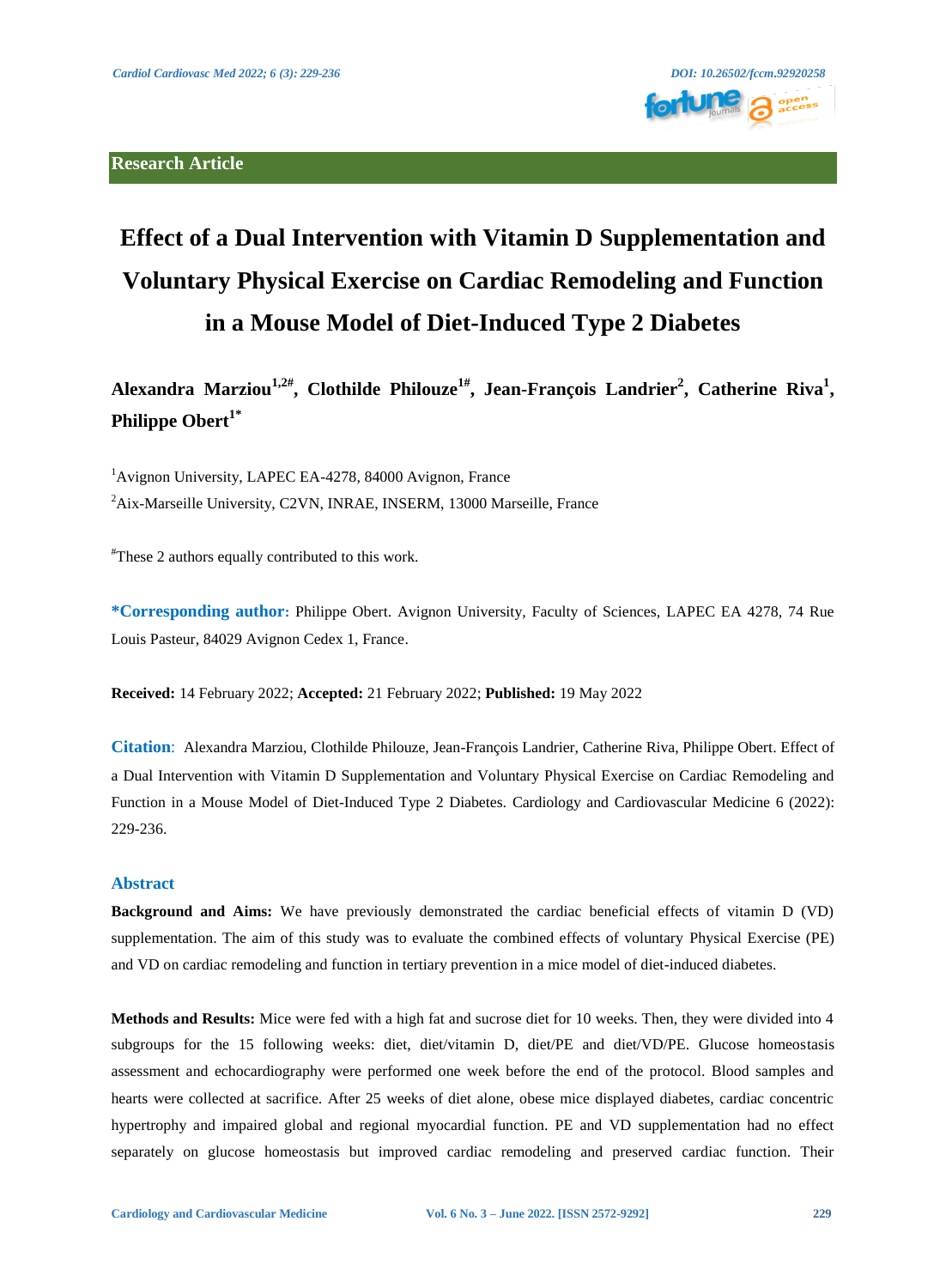Research Article

# Effect of a Dual Intervention with Vitamin D Supplementation and Voluntary Physical Exercise on Cardiac Remodeling and Function in a Mouse Model of Diet-Induced Type 2 Diabetes

**Alexandra Marziou[1,2#], Clothilde Philouze[1#], Jean-François Landrier[2], Catherine Riva[1], Philippe Obert[1*]**

[1]Avignon University, LAPEC EA-4278, 84000 Avignon, France

[2]Aix-Marseille University, C2VN, INRAE, INSERM, 13000 Marseille, France

[#]These 2 authors equally contributed to this work.

**\*Corresponding author:** Philippe Obert. Avignon University, Faculty of Sciences, LAPEC EA 4278, 74 Rue Louis Pasteur, 84029 Avignon Cedex 1, France.

**Received:** 14 February 2022; **Accepted:** 21 February 2022; **Published:** 19 May 2022

**Citation**: Alexandra Marziou, Clothilde Philouze, Jean-François Landrier, Catherine Riva, Philippe Obert. Effect of a Dual Intervention with Vitamin D Supplementation and Voluntary Physical Exercise on Cardiac Remodeling and Function in a Mouse Model of Diet-Induced Type 2 Diabetes. Cardiology and Cardiovascular Medicine 6 (2022): 229-236.

## Abstract

**Background and Aims:** We have previously demonstrated the cardiac beneficial effects of vitamin D (VD) supplementation. The aim of this study was to evaluate the combined effects of voluntary Physical Exercise (PE) and VD on cardiac remodeling and function in tertiary prevention in a mice model of diet-induced diabetes.

**Methods and Results:** Mice were fed with a high fat and sucrose diet for 10 weeks. Then, they were divided into 4 subgroups for the 15 following weeks: diet, diet/vitamin D, diet/PE and diet/VD/PE. Glucose homeostasis assessment and echocardiography were performed one week before the end of the protocol. Blood samples and hearts were collected at sacrifice. After 25 weeks of diet alone, obese mice displayed diabetes, cardiac concentric hypertrophy and impaired global and regional myocardial function. PE and VD supplementation had no effect separately on glucose homeostasis but improved cardiac remodeling and preserved cardiac function. Their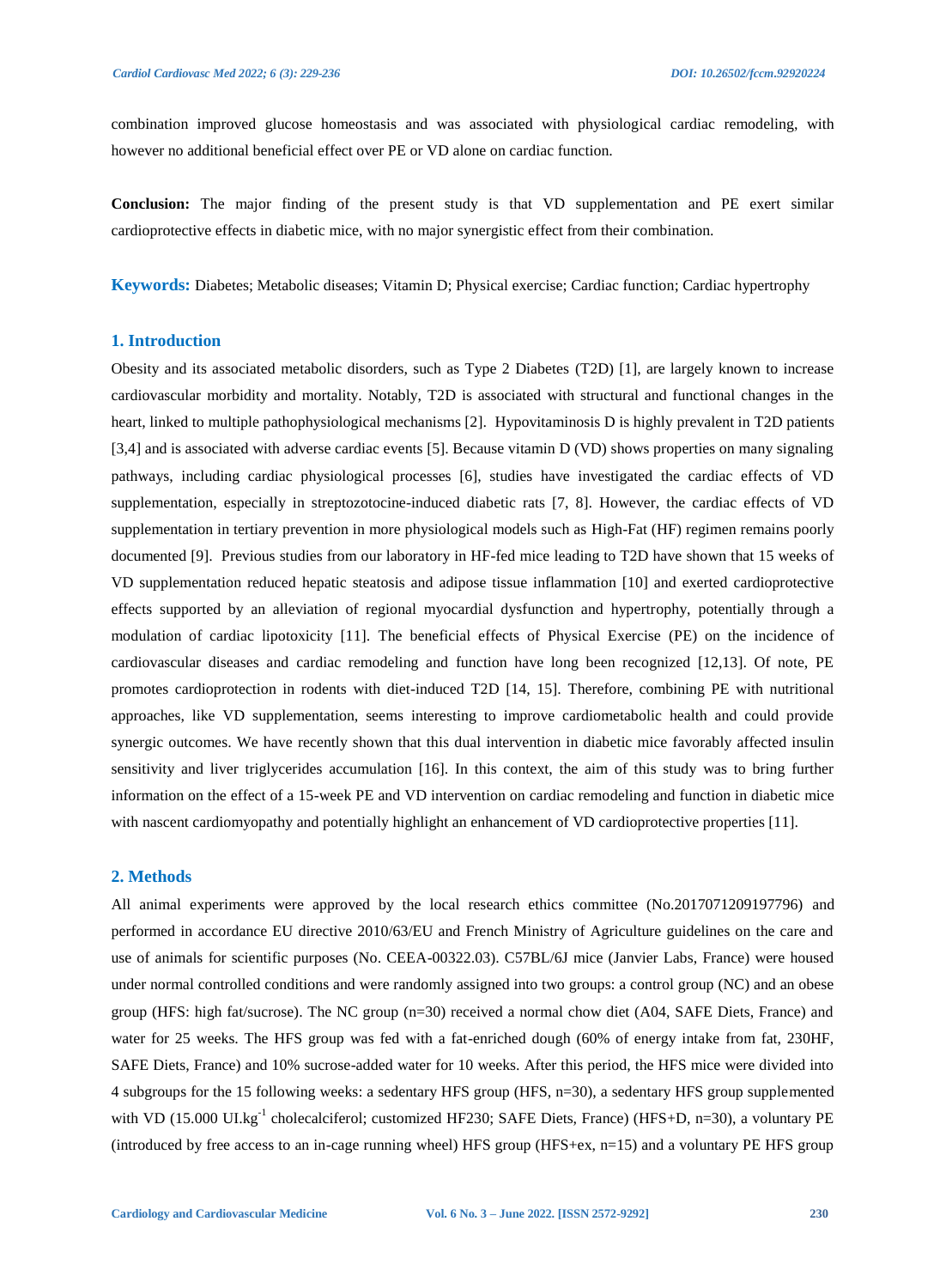combination improved glucose homeostasis and was associated with physiological cardiac remodeling, with however no additional beneficial effect over PE or VD alone on cardiac function.

**Conclusion:** The major finding of the present study is that VD supplementation and PE exert similar cardioprotective effects in diabetic mice, with no major synergistic effect from their combination.

**Keywords:** Diabetes; Metabolic diseases; Vitamin D; Physical exercise; Cardiac function; Cardiac hypertrophy

## 1. Introduction

Obesity and its associated metabolic disorders, such as Type 2 Diabetes (T2D) [1], are largely known to increase cardiovascular morbidity and mortality. Notably, T2D is associated with structural and functional changes in the heart, linked to multiple pathophysiological mechanisms [2]. Hypovitaminosis D is highly prevalent in T2D patients [3,4] and is associated with adverse cardiac events [5]. Because vitamin D (VD) shows properties on many signaling pathways, including cardiac physiological processes [6], studies have investigated the cardiac effects of VD supplementation, especially in streptozotocine-induced diabetic rats [7, 8]. However, the cardiac effects of VD supplementation in tertiary prevention in more physiological models such as High-Fat (HF) regimen remains poorly documented [9]. Previous studies from our laboratory in HF-fed mice leading to T2D have shown that 15 weeks of VD supplementation reduced hepatic steatosis and adipose tissue inflammation [10] and exerted cardioprotective effects supported by an alleviation of regional myocardial dysfunction and hypertrophy, potentially through a modulation of cardiac lipotoxicity [11]. The beneficial effects of Physical Exercise (PE) on the incidence of cardiovascular diseases and cardiac remodeling and function have long been recognized [12,13]. Of note, PE promotes cardioprotection in rodents with diet-induced T2D [14, 15]. Therefore, combining PE with nutritional approaches, like VD supplementation, seems interesting to improve cardiometabolic health and could provide synergic outcomes. We have recently shown that this dual intervention in diabetic mice favorably affected insulin sensitivity and liver triglycerides accumulation [16]. In this context, the aim of this study was to bring further information on the effect of a 15-week PE and VD intervention on cardiac remodeling and function in diabetic mice with nascent cardiomyopathy and potentially highlight an enhancement of VD cardioprotective properties [11].

## 2. Methods

All animal experiments were approved by the local research ethics committee (No.2017071209197796) and performed in accordance EU directive 2010/63/EU and French Ministry of Agriculture guidelines on the care and use of animals for scientific purposes (No. CEEA-00322.03). C57BL/6J mice (Janvier Labs, France) were housed under normal controlled conditions and were randomly assigned into two groups: a control group (NC) and an obese group (HFS: high fat/sucrose). The NC group (n=30) received a normal chow diet (A04, SAFE Diets, France) and water for 25 weeks. The HFS group was fed with a fat-enriched dough (60% of energy intake from fat, 230HF, SAFE Diets, France) and 10% sucrose-added water for 10 weeks. After this period, the HFS mice were divided into 4 subgroups for the 15 following weeks: a sedentary HFS group (HFS, n=30), a sedentary HFS group supplemented with VD (15.000 UI.kg$^{-1}$ cholecalciferol; customized HF230; SAFE Diets, France) (HFS+D, n=30), a voluntary PE (introduced by free access to an in-cage running wheel) HFS group (HFS+ex, n=15) and a voluntary PE HFS group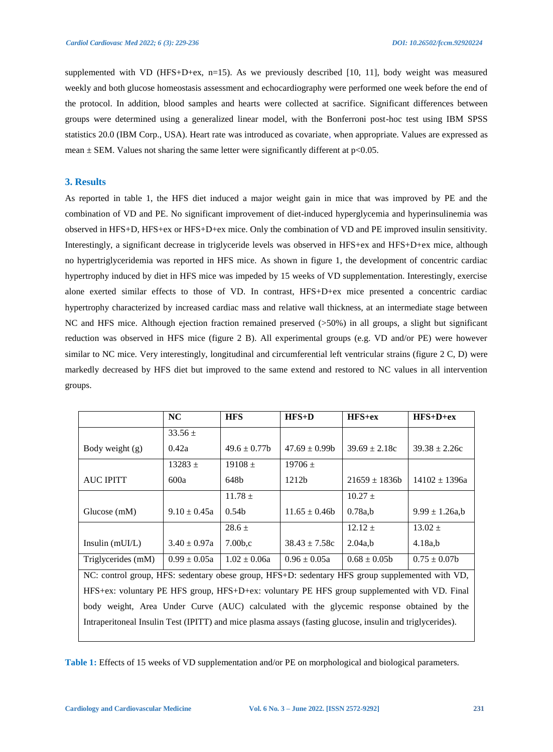supplemented with VD (HFS+D+ex, n=15). As we previously described [10, 11], body weight was measured weekly and both glucose homeostasis assessment and echocardiography were performed one week before the end of the protocol. In addition, blood samples and hearts were collected at sacrifice. Significant differences between groups were determined using a generalized linear model, with the Bonferroni post-hoc test using IBM SPSS statistics 20.0 (IBM Corp., USA). Heart rate was introduced as covariate, when appropriate. Values are expressed as mean ± SEM. Values not sharing the same letter were significantly different at $p<0.05$.

## 3. Results

As reported in table 1, the HFS diet induced a major weight gain in mice that was improved by PE and the combination of VD and PE. No significant improvement of diet-induced hyperglycemia and hyperinsulinemia was observed in HFS+D, HFS+ex or HFS+D+ex mice. Only the combination of VD and PE improved insulin sensitivity. Interestingly, a significant decrease in triglyceride levels was observed in HFS+ex and HFS+D+ex mice, although no hypertriglyceridemia was reported in HFS mice. As shown in figure 1, the development of concentric cardiac hypertrophy induced by diet in HFS mice was impeded by 15 weeks of VD supplementation. Interestingly, exercise alone exerted similar effects to those of VD. In contrast, HFS+D+ex mice presented a concentric cardiac hypertrophy characterized by increased cardiac mass and relative wall thickness, at an intermediate stage between NC and HFS mice. Although ejection fraction remained preserved (>50%) in all groups, a slight but significant reduction was observed in HFS mice (figure 2 B). All experimental groups (e.g. VD and/or PE) were however similar to NC mice. Very interestingly, longitudinal and circumferential left ventricular strains (figure 2 C, D) were markedly decreased by HFS diet but improved to the same extend and restored to NC values in all intervention groups.

| | NC | HFS | HFS+D | HFS+ex | HFS+D+ex |
|---|---|---|---|---|---|
| Body weight (g) | 33.56 ± 0.42a | 49.6 ± 0.77b | 47.69 ± 0.99b | 39.69 ± 2.18c | 39.38 ± 2.26c |
| AUC IPITT | 13283 ± 600a | 19108 ± 648b | 19706 ± 1212b | 21659 ± 1836b | 14102 ± 1396a |
| Glucose (mM) | 9.10 ± 0.45a | 11.78 ± 0.54b | 11.65 ± 0.46b | 10.27 ± 0.78a,b | 9.99 ± 1.26a,b |
| Insulin (mUI/L) | 3.40 ± 0.97a | 28.6 ± 7.00b,c | 38.43 ± 7.58c | 12.12 ± 2.04a,b | 13.02 ± 4.18a,b |
| Triglycerides (mM) | 0.99 ± 0.05a | 1.02 ± 0.06a | 0.96 ± 0.05a | 0.68 ± 0.05b | 0.75 ± 0.07b |

NC: control group, HFS: sedentary obese group, HFS+D: sedentary HFS group supplemented with VD, HFS+ex: voluntary PE HFS group, HFS+D+ex: voluntary PE HFS group supplemented with VD. Final body weight, Area Under Curve (AUC) calculated with the glycemic response obtained by the Intraperitoneal Insulin Test (IPITT) and mice plasma assays (fasting glucose, insulin and triglycerides).

**Table 1:** Effects of 15 weeks of VD supplementation and/or PE on morphological and biological parameters.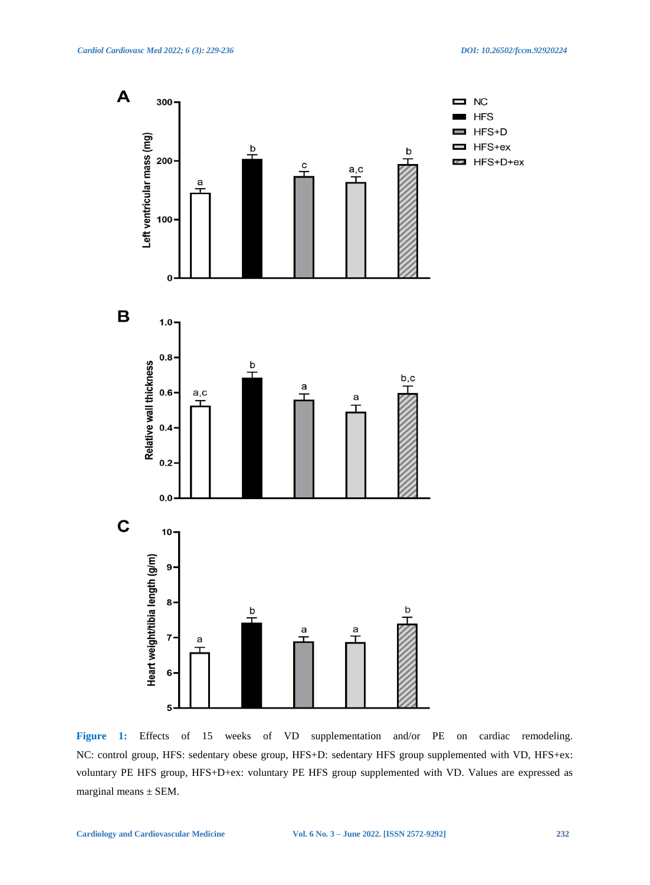**Figure 1:** Effects of 15 weeks of VD supplementation and/or PE on cardiac remodeling. NC: control group, HFS: sedentary obese group, HFS+D: sedentary HFS group supplemented with VD, HFS+ex: voluntary PE HFS group, HFS+D+ex: voluntary PE HFS group supplemented with VD. Values are expressed as marginal means ± SEM.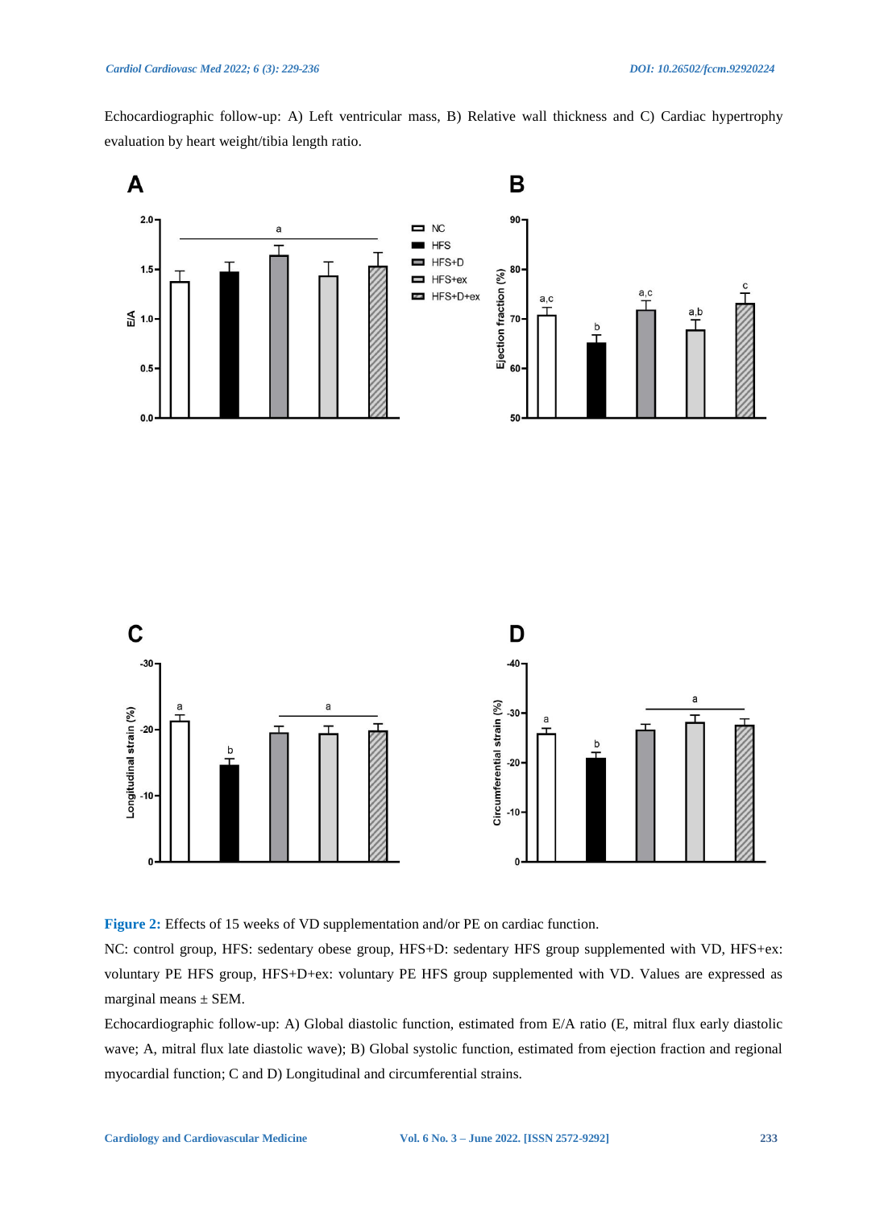Echocardiographic follow-up: A) Left ventricular mass, B) Relative wall thickness and C) Cardiac hypertrophy evaluation by heart weight/tibia length ratio.

A

E/A

2.0
1.5
1.0
0.5
0.0

a

NC
HFS
HFS+D
HFS+ex
HFS+D+ex

B

Ejection fraction (%)

90
80
70
60
50

a,c
b
a,c
a,b
c

C

Longitudinal strain (%)

-30
-20
-10
0

a
b
a

D

Circumferential strain (%)

-40
-30
-20
-10
0

a
b
a

**Figure 2:** Effects of 15 weeks of VD supplementation and/or PE on cardiac function.

NC: control group, HFS: sedentary obese group, HFS+D: sedentary HFS group supplemented with VD, HFS+ex: voluntary PE HFS group, HFS+D+ex: voluntary PE HFS group supplemented with VD. Values are expressed as marginal means ± SEM.

Echocardiographic follow-up: A) Global diastolic function, estimated from E/A ratio (E, mitral flux early diastolic wave; A, mitral flux late diastolic wave); B) Global systolic function, estimated from ejection fraction and regional myocardial function; C and D) Longitudinal and circumferential strains.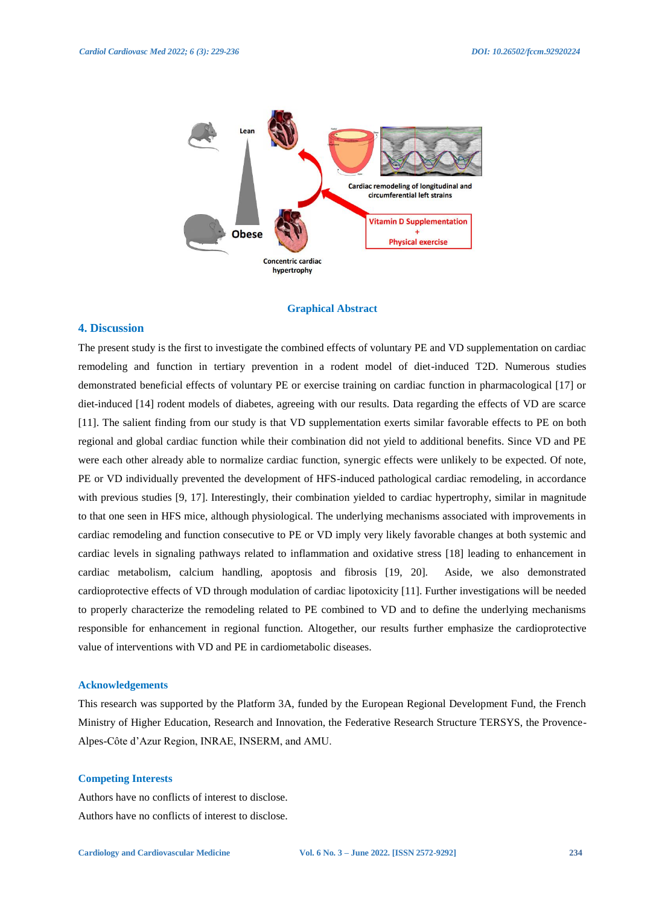Lean

Obese

Concentric cardiac hypertrophy

Cardiac remodeling of longitudinal and circumferential left strains

Vitamin D Supplementation + Physical exercise

**Graphical Abstract**

## 4. Discussion

The present study is the first to investigate the combined effects of voluntary PE and VD supplementation on cardiac remodeling and function in tertiary prevention in a rodent model of diet-induced T2D. Numerous studies demonstrated beneficial effects of voluntary PE or exercise training on cardiac function in pharmacological [17] or diet-induced [14] rodent models of diabetes, agreeing with our results. Data regarding the effects of VD are scarce [11]. The salient finding from our study is that VD supplementation exerts similar favorable effects to PE on both regional and global cardiac function while their combination did not yield to additional benefits. Since VD and PE were each other already able to normalize cardiac function, synergic effects were unlikely to be expected. Of note, PE or VD individually prevented the development of HFS-induced pathological cardiac remodeling, in accordance with previous studies [9, 17]. Interestingly, their combination yielded to cardiac hypertrophy, similar in magnitude to that one seen in HFS mice, although physiological. The underlying mechanisms associated with improvements in cardiac remodeling and function consecutive to PE or VD imply very likely favorable changes at both systemic and cardiac levels in signaling pathways related to inflammation and oxidative stress [18] leading to enhancement in cardiac metabolism, calcium handling, apoptosis and fibrosis [19, 20]. Aside, we also demonstrated cardioprotective effects of VD through modulation of cardiac lipotoxicity [11]. Further investigations will be needed to properly characterize the remodeling related to PE combined to VD and to define the underlying mechanisms responsible for enhancement in regional function. Altogether, our results further emphasize the cardioprotective value of interventions with VD and PE in cardiometabolic diseases.

### Acknowledgements

This research was supported by the Platform 3A, funded by the European Regional Development Fund, the French Ministry of Higher Education, Research and Innovation, the Federative Research Structure TERSYS, the Provence-Alpes-Côte d'Azur Region, INRAE, INSERM, and AMU.

### Competing Interests

Authors have no conflicts of interest to disclose.

Authors have no conflicts of interest to disclose.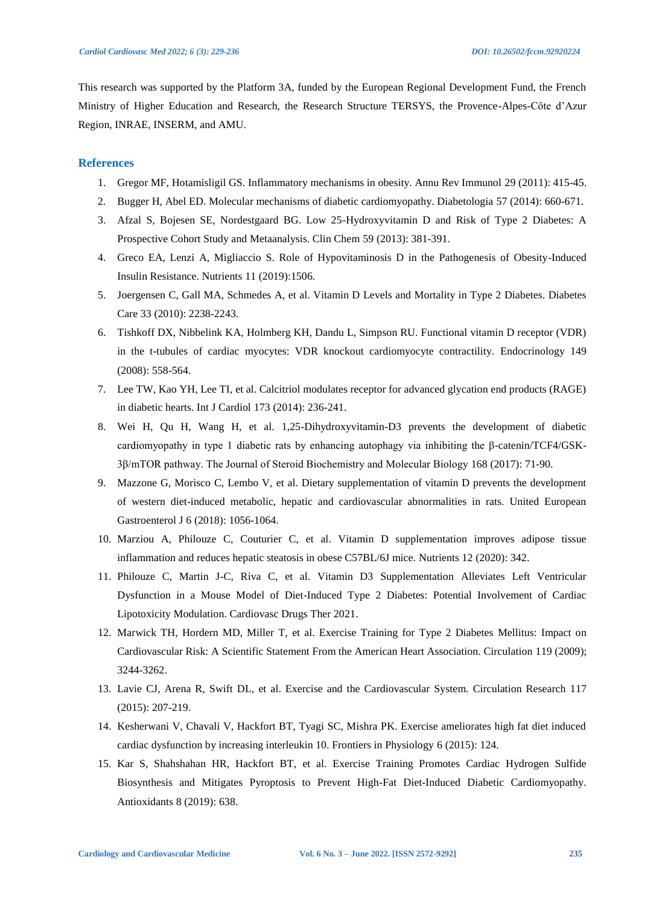This research was supported by the Platform 3A, funded by the European Regional Development Fund, the French Ministry of Higher Education and Research, the Research Structure TERSYS, the Provence-Alpes-Côte d'Azur Region, INRAE, INSERM, and AMU.

## References

1. Gregor MF, Hotamisligil GS. Inflammatory mechanisms in obesity. Annu Rev Immunol 29 (2011): 415-45.
2. Bugger H, Abel ED. Molecular mechanisms of diabetic cardiomyopathy. Diabetologia 57 (2014): 660-671.
3. Afzal S, Bojesen SE, Nordestgaard BG. Low 25-Hydroxyvitamin D and Risk of Type 2 Diabetes: A Prospective Cohort Study and Metaanalysis. Clin Chem 59 (2013): 381-391.
4. Greco EA, Lenzi A, Migliaccio S. Role of Hypovitaminosis D in the Pathogenesis of Obesity-Induced Insulin Resistance. Nutrients 11 (2019):1506.
5. Joergensen C, Gall MA, Schmedes A, et al. Vitamin D Levels and Mortality in Type 2 Diabetes. Diabetes Care 33 (2010): 2238-2243.
6. Tishkoff DX, Nibbelink KA, Holmberg KH, Dandu L, Simpson RU. Functional vitamin D receptor (VDR) in the t-tubules of cardiac myocytes: VDR knockout cardiomyocyte contractility. Endocrinology 149 (2008): 558-564.
7. Lee TW, Kao YH, Lee TI, et al. Calcitriol modulates receptor for advanced glycation end products (RAGE) in diabetic hearts. Int J Cardiol 173 (2014): 236-241.
8. Wei H, Qu H, Wang H, et al. 1,25-Dihydroxyvitamin-D3 prevents the development of diabetic cardiomyopathy in type 1 diabetic rats by enhancing autophagy via inhibiting the β-catenin/TCF4/GSK-3β/mTOR pathway. The Journal of Steroid Biochemistry and Molecular Biology 168 (2017): 71-90.
9. Mazzone G, Morisco C, Lembo V, et al. Dietary supplementation of vitamin D prevents the development of western diet-induced metabolic, hepatic and cardiovascular abnormalities in rats. United European Gastroenterol J 6 (2018): 1056-1064.
10. Marziou A, Philouze C, Couturier C, et al. Vitamin D supplementation improves adipose tissue inflammation and reduces hepatic steatosis in obese C57BL/6J mice. Nutrients 12 (2020): 342.
11. Philouze C, Martin J-C, Riva C, et al. Vitamin D3 Supplementation Alleviates Left Ventricular Dysfunction in a Mouse Model of Diet-Induced Type 2 Diabetes: Potential Involvement of Cardiac Lipotoxicity Modulation. Cardiovasc Drugs Ther 2021.
12. Marwick TH, Hordern MD, Miller T, et al. Exercise Training for Type 2 Diabetes Mellitus: Impact on Cardiovascular Risk: A Scientific Statement From the American Heart Association. Circulation 119 (2009); 3244-3262.
13. Lavie CJ, Arena R, Swift DL, et al. Exercise and the Cardiovascular System. Circulation Research 117 (2015): 207-219.
14. Kesherwani V, Chavali V, Hackfort BT, Tyagi SC, Mishra PK. Exercise ameliorates high fat diet induced cardiac dysfunction by increasing interleukin 10. Frontiers in Physiology 6 (2015): 124.
15. Kar S, Shahshahan HR, Hackfort BT, et al. Exercise Training Promotes Cardiac Hydrogen Sulfide Biosynthesis and Mitigates Pyroptosis to Prevent High-Fat Diet-Induced Diabetic Cardiomyopathy. Antioxidants 8 (2019): 638.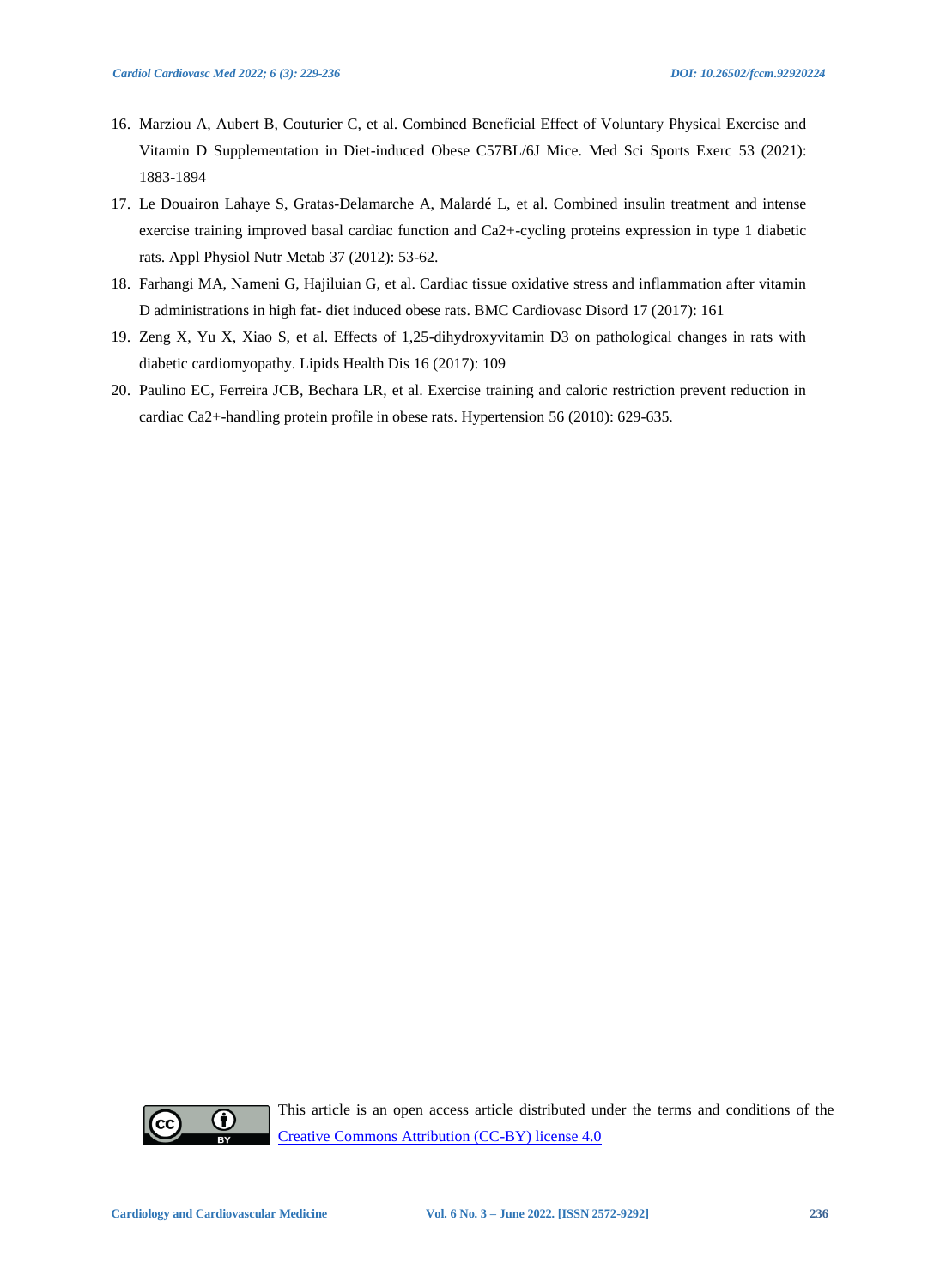16. Marziou A, Aubert B, Couturier C, et al. Combined Beneficial Effect of Voluntary Physical Exercise and Vitamin D Supplementation in Diet-induced Obese C57BL/6J Mice. Med Sci Sports Exerc 53 (2021): 1883-1894
17. Le Douairon Lahaye S, Gratas-Delamarche A, Malardé L, et al. Combined insulin treatment and intense exercise training improved basal cardiac function and Ca2+-cycling proteins expression in type 1 diabetic rats. Appl Physiol Nutr Metab 37 (2012): 53-62.
18. Farhangi MA, Nameni G, Hajiluian G, et al. Cardiac tissue oxidative stress and inflammation after vitamin D administrations in high fat- diet induced obese rats. BMC Cardiovasc Disord 17 (2017): 161
19. Zeng X, Yu X, Xiao S, et al. Effects of 1,25-dihydroxyvitamin D3 on pathological changes in rats with diabetic cardiomyopathy. Lipids Health Dis 16 (2017): 109
20. Paulino EC, Ferreira JCB, Bechara LR, et al. Exercise training and caloric restriction prevent reduction in cardiac Ca2+-handling protein profile in obese rats. Hypertension 56 (2010): 629-635.

This article is an open access article distributed under the terms and conditions of the [Creative Commons Attribution (CC-BY) license 4.0](https://creativecommons.org/licenses/by/4.0/)